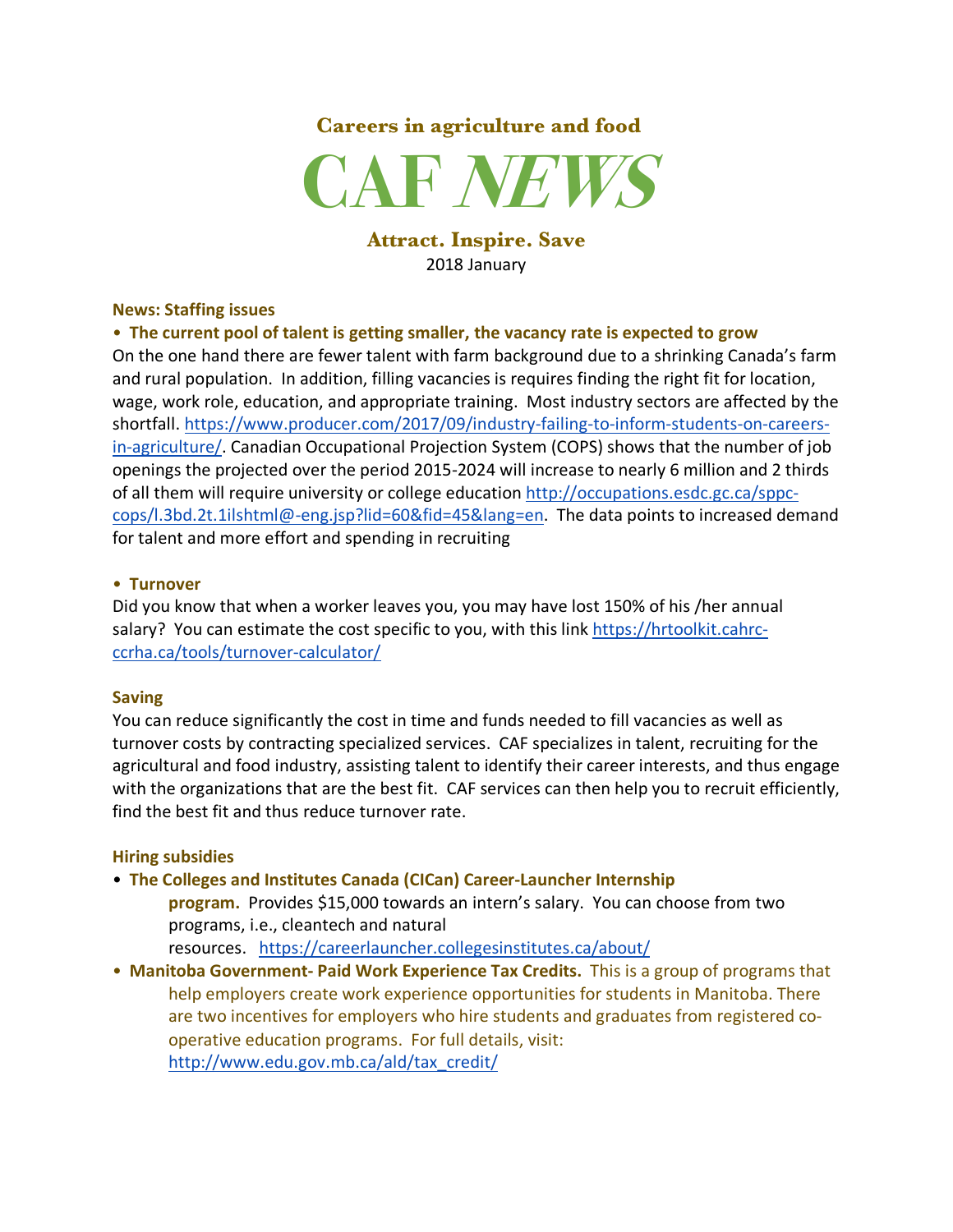**Careers in agriculture and food**

# CAF *NEWS*

**Attract. Inspire. Save**

2018 January

## News: Staffing issues

- **The current pool of talent is getting smaller, the vacancy rate is expected to grow**

On the one hand there are fewer talent with farm background due to a shrinking Canada's farm and rural population. In addition, filling vacancies is requires finding the right fit for location, wage, work role, education, and appropriate training. Most industry sectors are affected by the shortfall. https://www.producer.com/2017/09/industry-failing-to-inform-students-on-careers-in-agriculture/. Canadian Occupational Projection System (COPS) shows that the number of job openings the projected over the period 2015-2024 will increase to nearly 6 million and 2 thirds of all them will require university or college education http://occupations.esdc.gc.ca/sppc-cops/l.3bd.2t.1ilshtml@-eng.jsp?lid=60&fid=45&lang=en. The data points to increased demand for talent and more effort and spending in recruiting

- **Turnover**

Did you know that when a worker leaves you, you may have lost 150% of his /her annual salary? You can estimate the cost specific to you, with this link https://hrtoolkit.cahrc-ccrha.ca/tools/turnover-calculator/

## Saving

You can reduce significantly the cost in time and funds needed to fill vacancies as well as turnover costs by contracting specialized services. CAF specializes in talent, recruiting for the agricultural and food industry, assisting talent to identify their career interests, and thus engage with the organizations that are the best fit. CAF services can then help you to recruit efficiently, find the best fit and thus reduce turnover rate.

## Hiring subsidies

- **The Colleges and Institutes Canada (CICan) Career-Launcher Internship program.** Provides $15,000 towards an intern's salary. You can choose from two programs, i.e., cleantech and natural resources. https://careerlauncher.collegesinstitutes.ca/about/
- **Manitoba Government- Paid Work Experience Tax Credits.** This is a group of programs that help employers create work experience opportunities for students in Manitoba. There are two incentives for employers who hire students and graduates from registered co-operative education programs. For full details, visit: http://www.edu.gov.mb.ca/ald/tax_credit/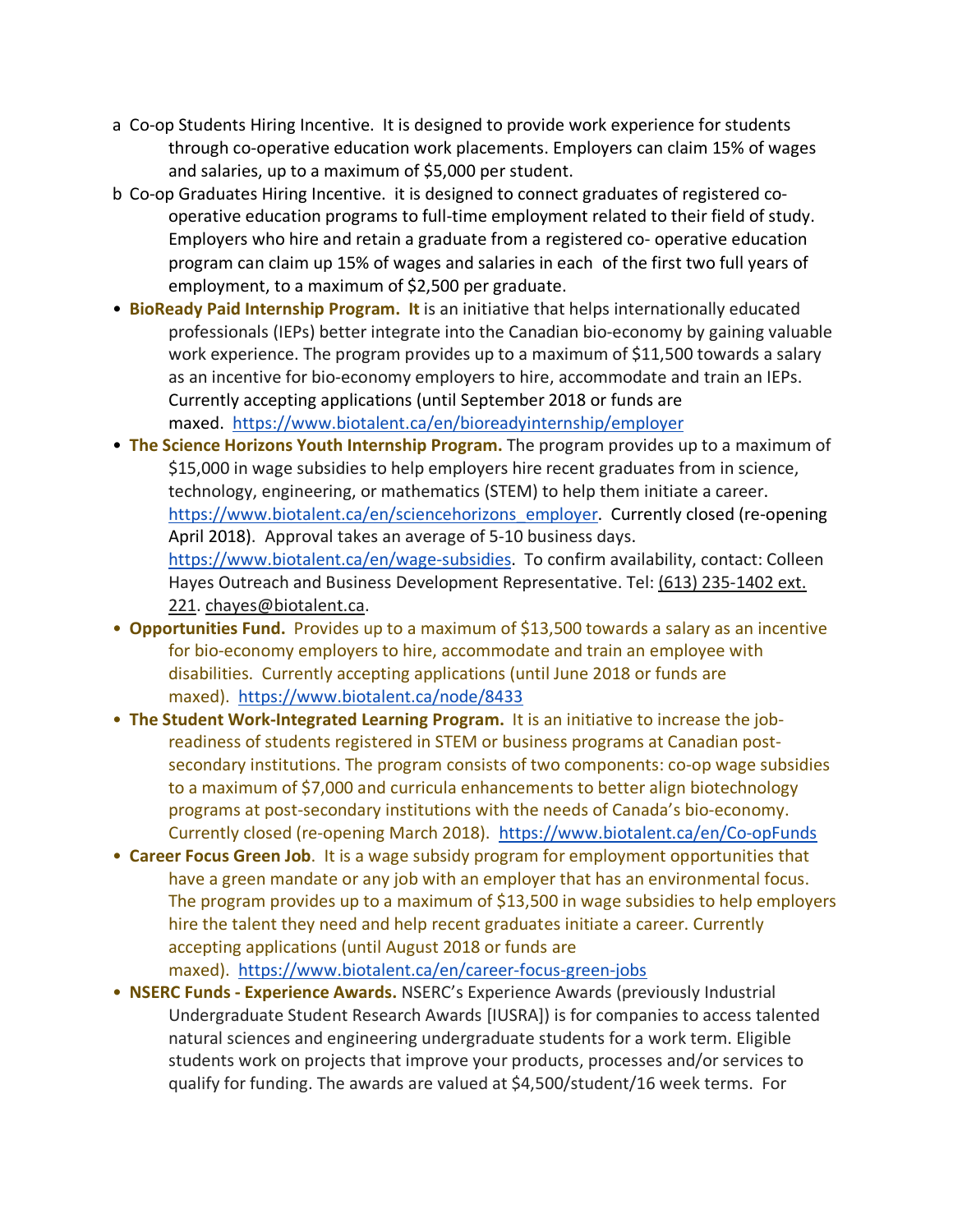a Co-op Students Hiring Incentive. It is designed to provide work experience for students through co-operative education work placements. Employers can claim 15% of wages and salaries, up to a maximum of $5,000 per student.

b Co-op Graduates Hiring Incentive. it is designed to connect graduates of registered co-operative education programs to full-time employment related to their field of study. Employers who hire and retain a graduate from a registered co- operative education program can claim up 15% of wages and salaries in each of the first two full years of employment, to a maximum of $2,500 per graduate.

- **BioReady Paid Internship Program. It** is an initiative that helps internationally educated professionals (IEPs) better integrate into the Canadian bio-economy by gaining valuable work experience. The program provides up to a maximum of $11,500 towards a salary as an incentive for bio-economy employers to hire, accommodate and train an IEPs. Currently accepting applications (until September 2018 or funds are maxed. https://www.biotalent.ca/en/bioreadyinternship/employer
- **The Science Horizons Youth Internship Program.** The program provides up to a maximum of $15,000 in wage subsidies to help employers hire recent graduates from in science, technology, engineering, or mathematics (STEM) to help them initiate a career. https://www.biotalent.ca/en/sciencehorizons_employer. Currently closed (re-opening April 2018). Approval takes an average of 5-10 business days. https://www.biotalent.ca/en/wage-subsidies. To confirm availability, contact: Colleen Hayes Outreach and Business Development Representative. Tel: (613) 235-1402 ext. 221. chayes@biotalent.ca.
- **Opportunities Fund.** Provides up to a maximum of $13,500 towards a salary as an incentive for bio-economy employers to hire, accommodate and train an employee with disabilities. Currently accepting applications (until June 2018 or funds are maxed). https://www.biotalent.ca/node/8433
- **The Student Work-Integrated Learning Program.** It is an initiative to increase the job-readiness of students registered in STEM or business programs at Canadian post-secondary institutions. The program consists of two components: co-op wage subsidies to a maximum of $7,000 and curricula enhancements to better align biotechnology programs at post-secondary institutions with the needs of Canada's bio-economy. Currently closed (re-opening March 2018). https://www.biotalent.ca/en/Co-opFunds
- **Career Focus Green Job**. It is a wage subsidy program for employment opportunities that have a green mandate or any job with an employer that has an environmental focus. The program provides up to a maximum of $13,500 in wage subsidies to help employers hire the talent they need and help recent graduates initiate a career. Currently accepting applications (until August 2018 or funds are maxed). https://www.biotalent.ca/en/career-focus-green-jobs
- **NSERC Funds - Experience Awards.** NSERC's Experience Awards (previously Industrial Undergraduate Student Research Awards [IUSRA]) is for companies to access talented natural sciences and engineering undergraduate students for a work term. Eligible students work on projects that improve your products, processes and/or services to qualify for funding. The awards are valued at $4,500/student/16 week terms. For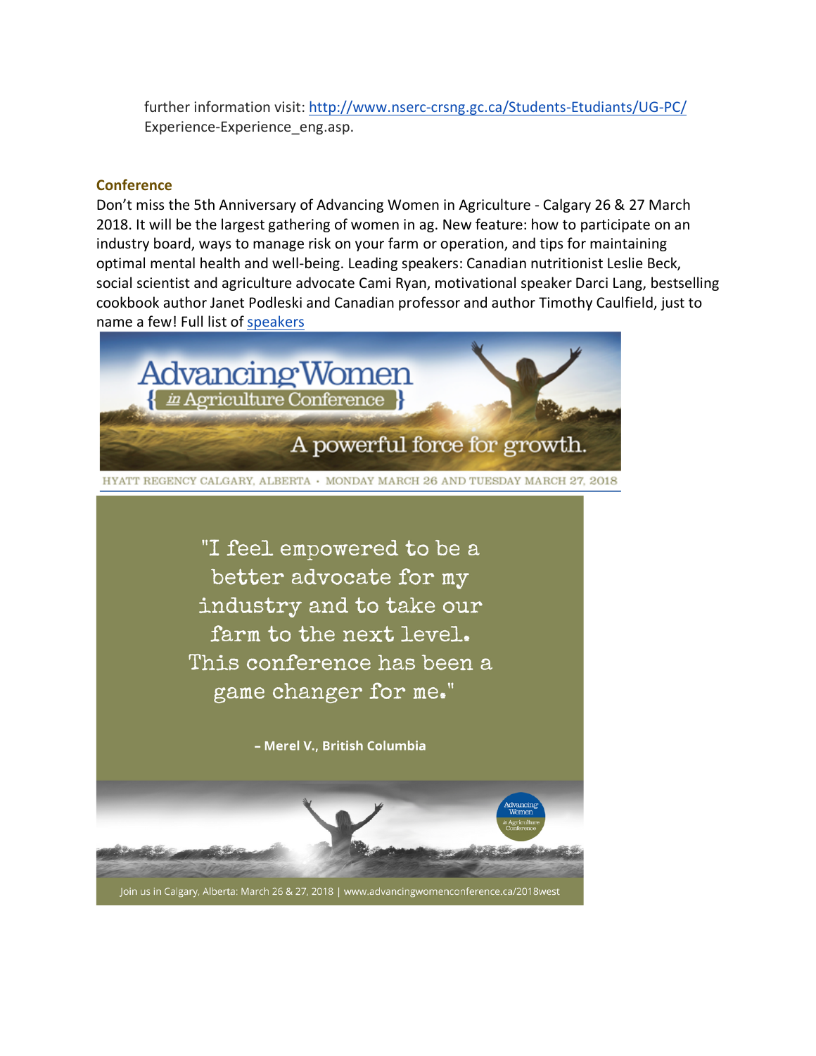further information visit: http://www.nserc-crsng.gc.ca/Students-Etudiants/UG-PC/ Experience-Experience_eng.asp.

## Conference

Don't miss the 5th Anniversary of Advancing Women in Agriculture - Calgary 26 & 27 March 2018. It will be the largest gathering of women in ag. New feature: how to participate on an industry board, ways to manage risk on your farm or operation, and tips for maintaining optimal mental health and well-being. Leading speakers: Canadian nutritionist Leslie Beck, social scientist and agriculture advocate Cami Ryan, motivational speaker Darci Lang, bestselling cookbook author Janet Podleski and Canadian professor and author Timothy Caulfield, just to name a few! Full list of speakers

Advancing Women { in Agriculture Conference }

A powerful force for growth.

HYATT REGENCY CALGARY, ALBERTA · MONDAY MARCH 26 AND TUESDAY MARCH 27, 2018

"I feel empowered to be a better advocate for my industry and to take our farm to the next level. This conference has been a game changer for me."

**– Merel V., British Columbia**

Join us in Calgary, Alberta: March 26 & 27, 2018 | www.advancingwomenconference.ca/2018west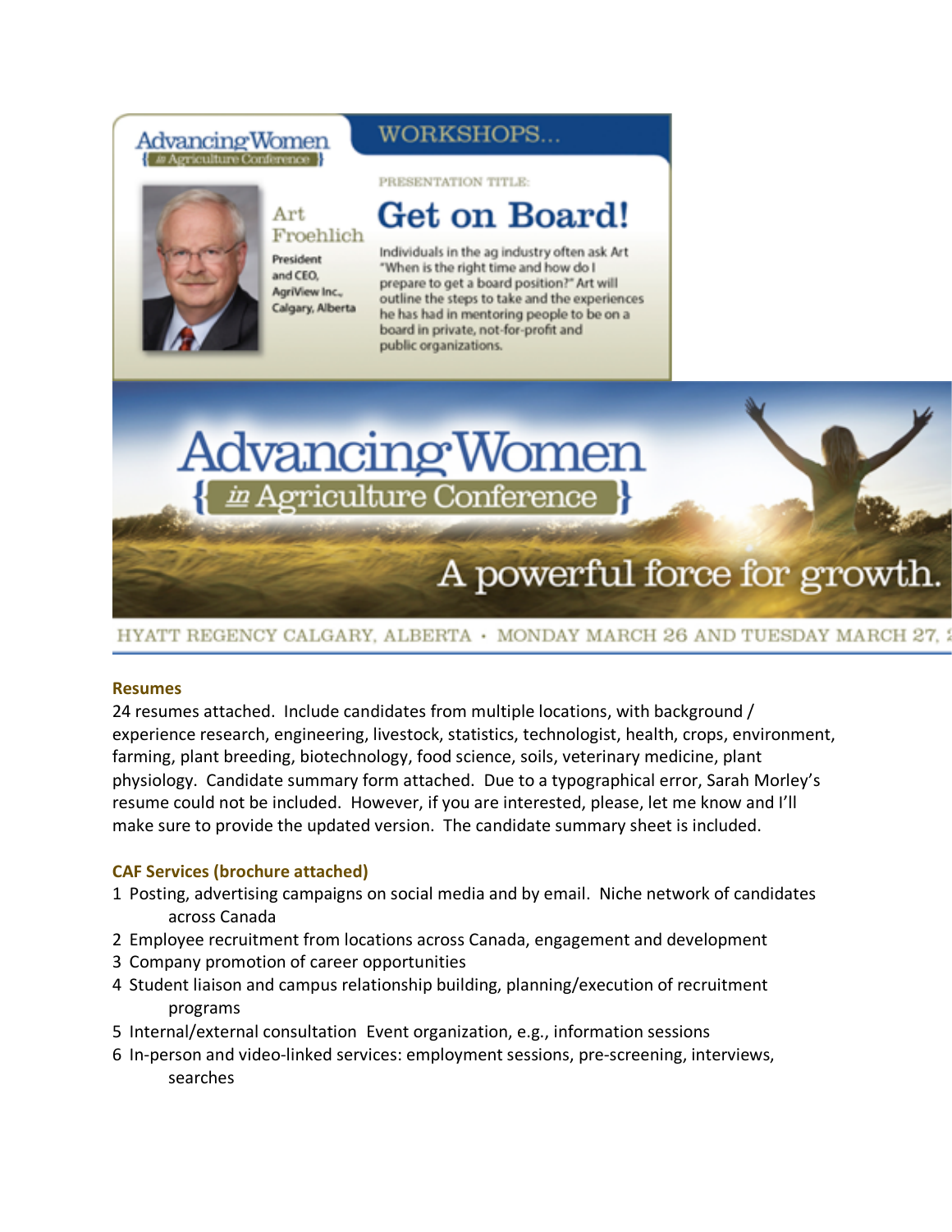Advancing Women { in Agriculture Conference }

## WORKSHOPS...

Art Froehlich
President and CEO, AgriView Inc., Calgary, Alberta

PRESENTATION TITLE:

# Get on Board!

Individuals in the ag industry often ask Art "When is the right time and how do I prepare to get a board position?" Art will outline the steps to take and the experiences he has had in mentoring people to be on a board in private, not-for-profit and public organizations.

Advancing Women { in Agriculture Conference }

A powerful force for growth.

HYATT REGENCY CALGARY, ALBERTA • MONDAY MARCH 26 AND TUESDAY MARCH 27,

**Resumes**

24 resumes attached. Include candidates from multiple locations, with background / experience research, engineering, livestock, statistics, technologist, health, crops, environment, farming, plant breeding, biotechnology, food science, soils, veterinary medicine, plant physiology. Candidate summary form attached. Due to a typographical error, Sarah Morley's resume could not be included. However, if you are interested, please, let me know and I'll make sure to provide the updated version. The candidate summary sheet is included.

**CAF Services (brochure attached)**

1. Posting, advertising campaigns on social media and by email. Niche network of candidates across Canada
2. Employee recruitment from locations across Canada, engagement and development
3. Company promotion of career opportunities
4. Student liaison and campus relationship building, planning/execution of recruitment programs
5. Internal/external consultation Event organization, e.g., information sessions
6. In-person and video-linked services: employment sessions, pre-screening, interviews, searches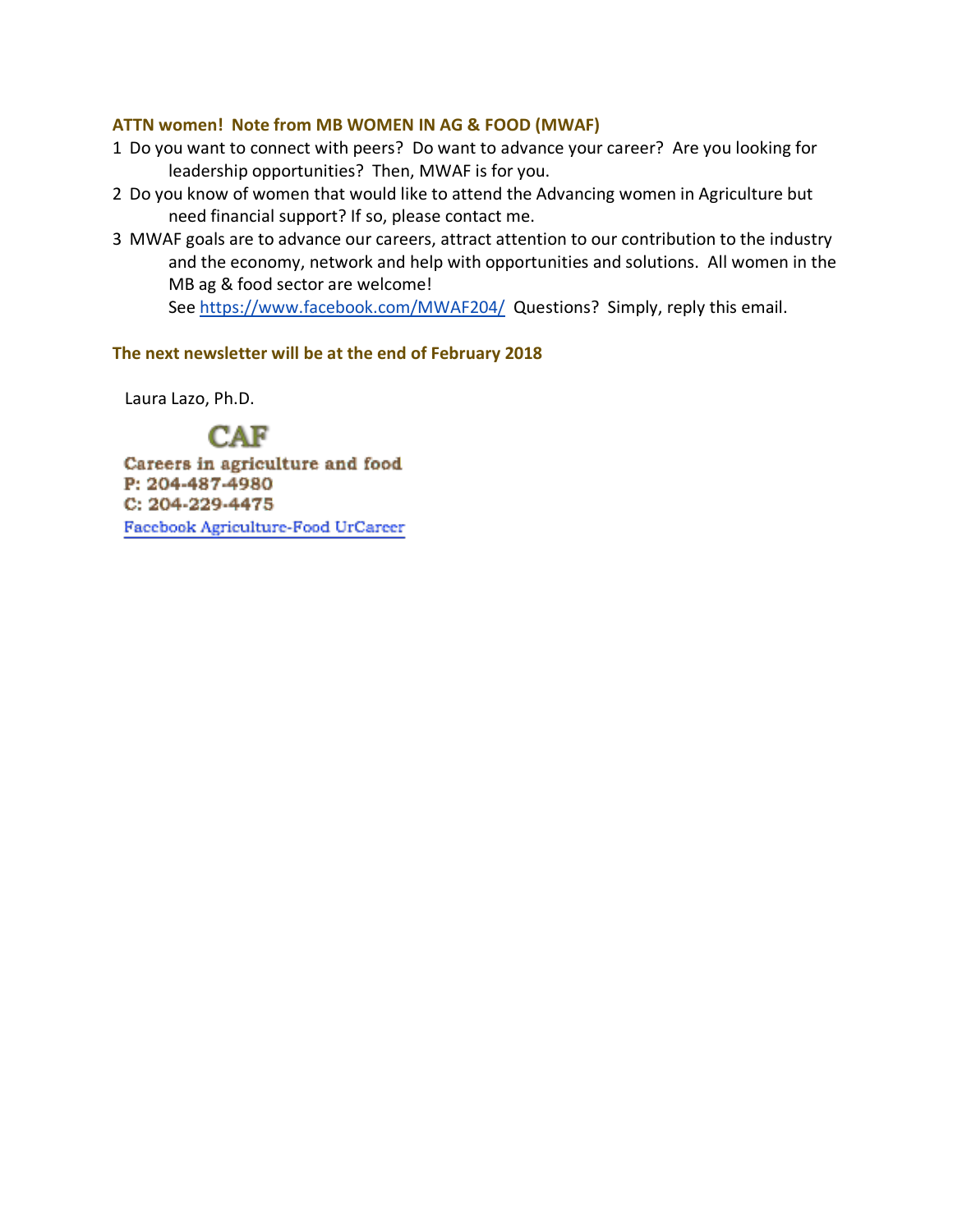**ATTN women! Note from MB WOMEN IN AG & FOOD (MWAF)**

1 Do you want to connect with peers? Do want to advance your career? Are you looking for leadership opportunities? Then, MWAF is for you.
2 Do you know of women that would like to attend the Advancing women in Agriculture but need financial support? If so, please contact me.
3 MWAF goals are to advance our careers, attract attention to our contribution to the industry and the economy, network and help with opportunities and solutions. All women in the MB ag & food sector are welcome!
See https://www.facebook.com/MWAF204/ Questions? Simply, reply this email.

**The next newsletter will be at the end of February 2018**

Laura Lazo, Ph.D.

CAF

Careers in agriculture and food
P: 204-487-4980
C: 204-229-4475
Facebook Agriculture-Food UrCareer